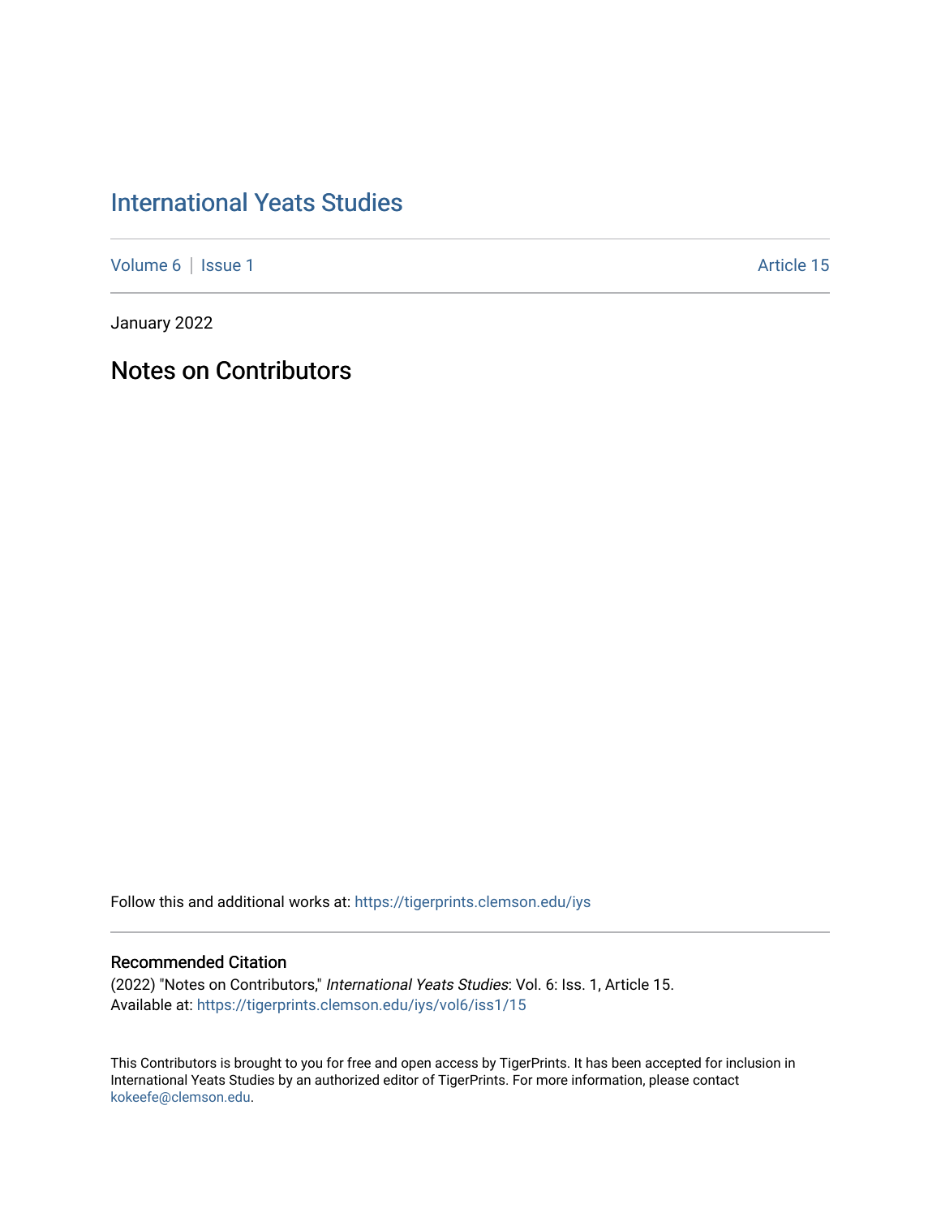# International Yeats Studies

Volume 6 | Issue 1 Article 15

January 2022

## Notes on Contributors

Follow this and additional works at: https://tigerprints.clemson.edu/iys

### Recommended Citation

(2022) "Notes on Contributors," *International Yeats Studies*: Vol. 6: Iss. 1, Article 15.
Available at: https://tigerprints.clemson.edu/iys/vol6/iss1/15

This Contributors is brought to you for free and open access by TigerPrints. It has been accepted for inclusion in International Yeats Studies by an authorized editor of TigerPrints. For more information, please contact kokeefe@clemson.edu.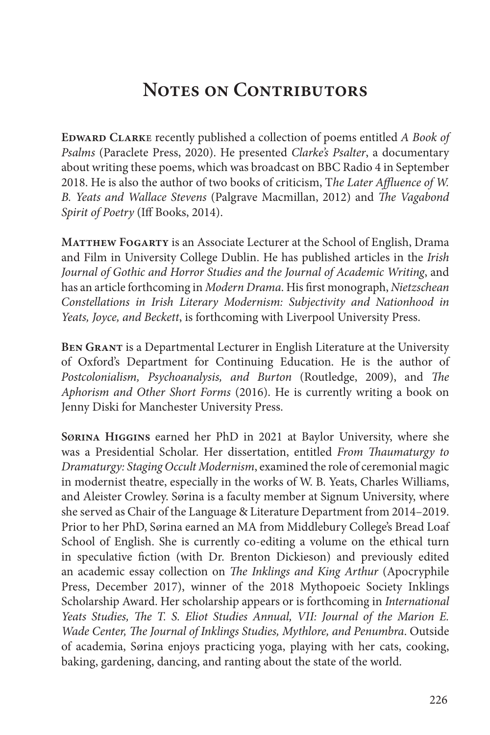# Notes on Contributors

**Edward Clarke** recently published a collection of poems entitled *A Book of Psalms* (Paraclete Press, 2020). He presented *Clarke's Psalter*, a documentary about writing these poems, which was broadcast on BBC Radio 4 in September 2018. He is also the author of two books of criticism, T*he Later Affluence of W. B. Yeats and Wallace Stevens* (Palgrave Macmillan, 2012) and *The Vagabond Spirit of Poetry* (Iff Books, 2014).

**Matthew Fogarty** is an Associate Lecturer at the School of English, Drama and Film in University College Dublin. He has published articles in the *Irish Journal of Gothic and Horror Studies and the Journal of Academic Writing*, and has an article forthcoming in *Modern Drama*. His first monograph, *Nietzschean Constellations in Irish Literary Modernism: Subjectivity and Nationhood in Yeats, Joyce, and Beckett*, is forthcoming with Liverpool University Press.

**Ben Grant** is a Departmental Lecturer in English Literature at the University of Oxford's Department for Continuing Education. He is the author of *Postcolonialism, Psychoanalysis, and Burton* (Routledge, 2009), and *The Aphorism and Other Short Forms* (2016). He is currently writing a book on Jenny Diski for Manchester University Press.

**Sørina Higgins** earned her PhD in 2021 at Baylor University, where she was a Presidential Scholar. Her dissertation, entitled *From Thaumaturgy to Dramaturgy: Staging Occult Modernism*, examined the role of ceremonial magic in modernist theatre, especially in the works of W. B. Yeats, Charles Williams, and Aleister Crowley. Sørina is a faculty member at Signum University, where she served as Chair of the Language & Literature Department from 2014–2019. Prior to her PhD, Sørina earned an MA from Middlebury College's Bread Loaf School of English. She is currently co-editing a volume on the ethical turn in speculative fiction (with Dr. Brenton Dickieson) and previously edited an academic essay collection on *The Inklings and King Arthur* (Apocryphile Press, December 2017), winner of the 2018 Mythopoeic Society Inklings Scholarship Award. Her scholarship appears or is forthcoming in *International Yeats Studies, The T. S. Eliot Studies Annual, VII: Journal of the Marion E. Wade Center, The Journal of Inklings Studies, Mythlore, and Penumbra*. Outside of academia, Sørina enjoys practicing yoga, playing with her cats, cooking, baking, gardening, dancing, and ranting about the state of the world.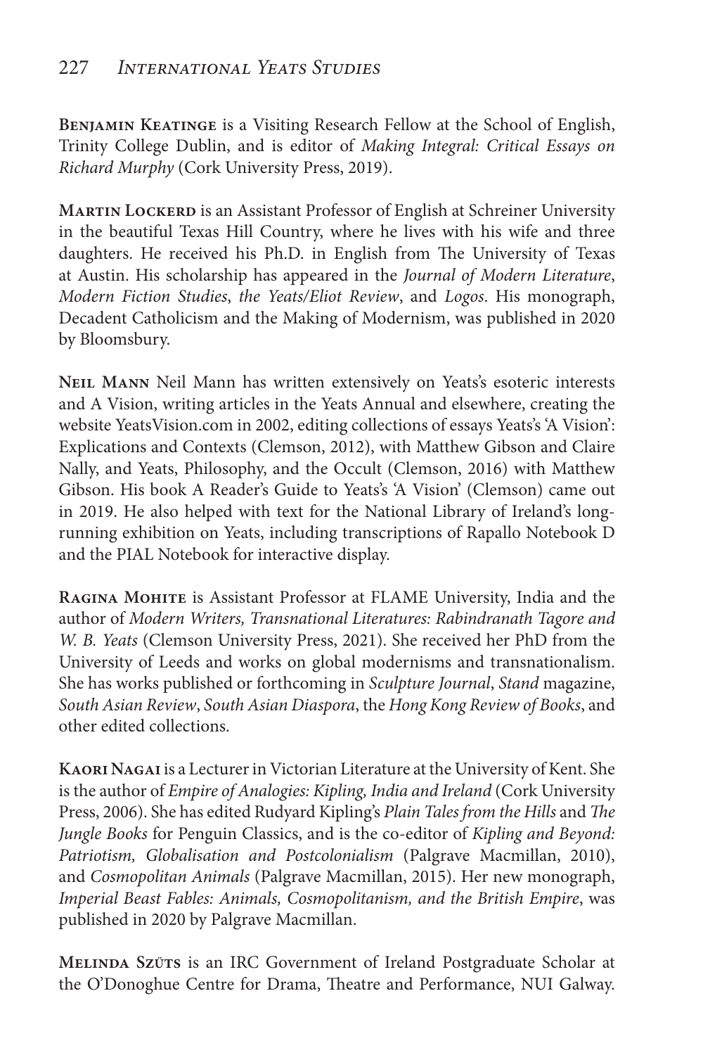**Benjamin Keatinge** is a Visiting Research Fellow at the School of English, Trinity College Dublin, and is editor of *Making Integral: Critical Essays on Richard Murphy* (Cork University Press, 2019).

**Martin Lockerd** is an Assistant Professor of English at Schreiner University in the beautiful Texas Hill Country, where he lives with his wife and three daughters. He received his Ph.D. in English from The University of Texas at Austin. His scholarship has appeared in the *Journal of Modern Literature*, *Modern Fiction Studies*, *the Yeats/Eliot Review*, and *Logos*. His monograph, Decadent Catholicism and the Making of Modernism, was published in 2020 by Bloomsbury.

**Neil Mann** Neil Mann has written extensively on Yeats's esoteric interests and A Vision, writing articles in the Yeats Annual and elsewhere, creating the website YeatsVision.com in 2002, editing collections of essays Yeats's 'A Vision': Explications and Contexts (Clemson, 2012), with Matthew Gibson and Claire Nally, and Yeats, Philosophy, and the Occult (Clemson, 2016) with Matthew Gibson. His book A Reader's Guide to Yeats's 'A Vision' (Clemson) came out in 2019. He also helped with text for the National Library of Ireland's long-running exhibition on Yeats, including transcriptions of Rapallo Notebook D and the PIAL Notebook for interactive display.

**Ragina Mohite** is Assistant Professor at FLAME University, India and the author of *Modern Writers, Transnational Literatures: Rabindranath Tagore and W. B. Yeats* (Clemson University Press, 2021). She received her PhD from the University of Leeds and works on global modernisms and transnationalism. She has works published or forthcoming in *Sculpture Journal*, *Stand* magazine, *South Asian Review*, *South Asian Diaspora*, the *Hong Kong Review of Books*, and other edited collections.

**Kaori Nagai** is a Lecturer in Victorian Literature at the University of Kent. She is the author of *Empire of Analogies: Kipling, India and Ireland* (Cork University Press, 2006). She has edited Rudyard Kipling's *Plain Tales from the Hills* and *The Jungle Books* for Penguin Classics, and is the co-editor of *Kipling and Beyond: Patriotism, Globalisation and Postcolonialism* (Palgrave Macmillan, 2010), and *Cosmopolitan Animals* (Palgrave Macmillan, 2015). Her new monograph, *Imperial Beast Fables: Animals, Cosmopolitanism, and the British Empire*, was published in 2020 by Palgrave Macmillan.

**Melinda Szűts** is an IRC Government of Ireland Postgraduate Scholar at the O'Donoghue Centre for Drama, Theatre and Performance, NUI Galway.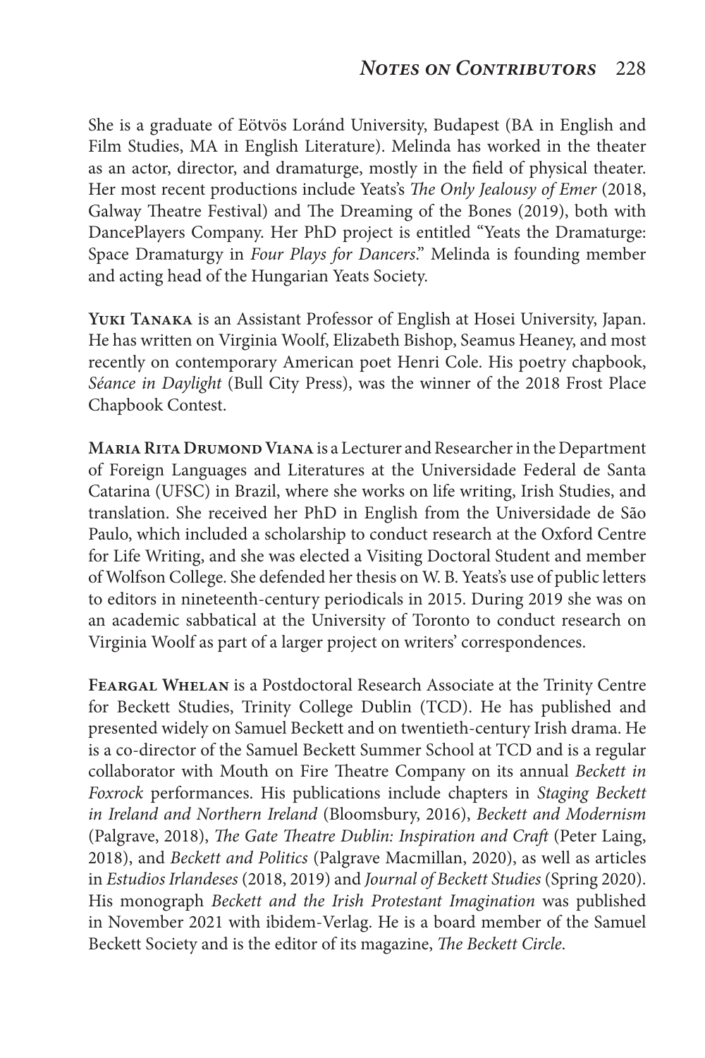She is a graduate of Eötvös Loránd University, Budapest (BA in English and Film Studies, MA in English Literature). Melinda has worked in the theater as an actor, director, and dramaturge, mostly in the field of physical theater. Her most recent productions include Yeats's *The Only Jealousy of Emer* (2018, Galway Theatre Festival) and The Dreaming of the Bones (2019), both with DancePlayers Company. Her PhD project is entitled "Yeats the Dramaturge: Space Dramaturgy in *Four Plays for Dancers*." Melinda is founding member and acting head of the Hungarian Yeats Society.

**Yuki Tanaka** is an Assistant Professor of English at Hosei University, Japan. He has written on Virginia Woolf, Elizabeth Bishop, Seamus Heaney, and most recently on contemporary American poet Henri Cole. His poetry chapbook, *Séance in Daylight* (Bull City Press), was the winner of the 2018 Frost Place Chapbook Contest.

**Maria Rita Drumond Viana** is a Lecturer and Researcher in the Department of Foreign Languages and Literatures at the Universidade Federal de Santa Catarina (UFSC) in Brazil, where she works on life writing, Irish Studies, and translation. She received her PhD in English from the Universidade de São Paulo, which included a scholarship to conduct research at the Oxford Centre for Life Writing, and she was elected a Visiting Doctoral Student and member of Wolfson College. She defended her thesis on W. B. Yeats's use of public letters to editors in nineteenth-century periodicals in 2015. During 2019 she was on an academic sabbatical at the University of Toronto to conduct research on Virginia Woolf as part of a larger project on writers' correspondences.

**Feargal Whelan** is a Postdoctoral Research Associate at the Trinity Centre for Beckett Studies, Trinity College Dublin (TCD). He has published and presented widely on Samuel Beckett and on twentieth-century Irish drama. He is a co-director of the Samuel Beckett Summer School at TCD and is a regular collaborator with Mouth on Fire Theatre Company on its annual *Beckett in Foxrock* performances. His publications include chapters in *Staging Beckett in Ireland and Northern Ireland* (Bloomsbury, 2016), *Beckett and Modernism* (Palgrave, 2018), *The Gate Theatre Dublin: Inspiration and Craft* (Peter Laing, 2018), and *Beckett and Politics* (Palgrave Macmillan, 2020), as well as articles in *Estudios Irlandeses* (2018, 2019) and *Journal of Beckett Studies* (Spring 2020). His monograph *Beckett and the Irish Protestant Imagination* was published in November 2021 with ibidem-Verlag. He is a board member of the Samuel Beckett Society and is the editor of its magazine, *The Beckett Circle*.